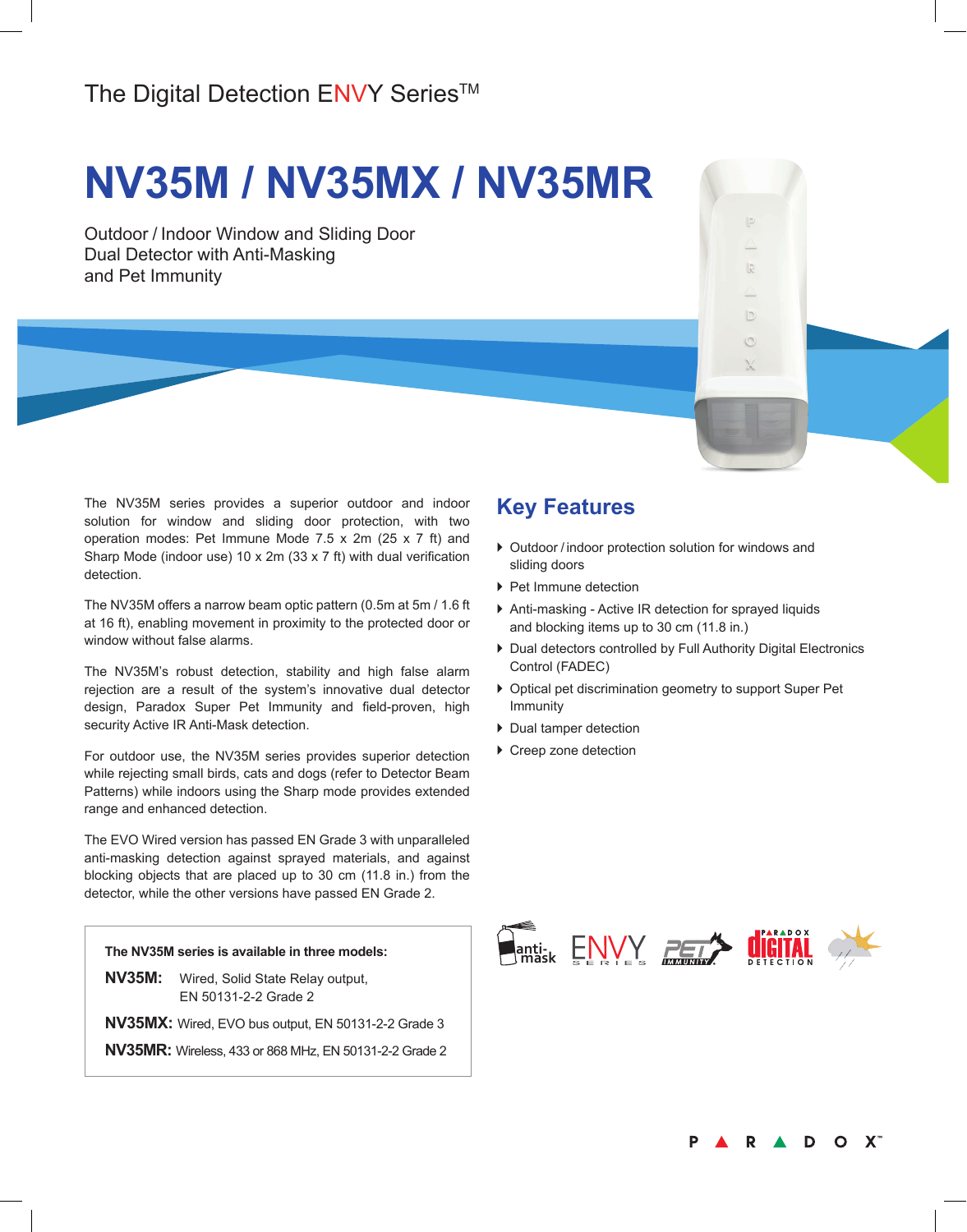The Digital Detection ENVY Series™

# NV35M / NV35MX / NV35MR

Outdoor / Indoor Window and Sliding Door
Dual Detector with Anti-Masking
and Pet Immunity

The NV35M series provides a superior outdoor and indoor solution for window and sliding door protection, with two operation modes: Pet Immune Mode 7.5 x 2m (25 x 7 ft) and Sharp Mode (indoor use) 10 x 2m (33 x 7 ft) with dual verification detection.

The NV35M offers a narrow beam optic pattern (0.5m at 5m / 1.6 ft at 16 ft), enabling movement in proximity to the protected door or window without false alarms.

The NV35M's robust detection, stability and high false alarm rejection are a result of the system's innovative dual detector design, Paradox Super Pet Immunity and field-proven, high security Active IR Anti-Mask detection.

For outdoor use, the NV35M series provides superior detection while rejecting small birds, cats and dogs (refer to Detector Beam Patterns) while indoors using the Sharp mode provides extended range and enhanced detection.

The EVO Wired version has passed EN Grade 3 with unparalleled anti-masking detection against sprayed materials, and against blocking objects that are placed up to 30 cm (11.8 in.) from the detector, while the other versions have passed EN Grade 2.

**The NV35M series is available in three models:**

**NV35M:** Wired, Solid State Relay output, EN 50131-2-2 Grade 2

**NV35MX:** Wired, EVO bus output, EN 50131-2-2 Grade 3

**NV35MR:** Wireless, 433 or 868 MHz, EN 50131-2-2 Grade 2

## Key Features

- Outdoor / indoor protection solution for windows and sliding doors
- Pet Immune detection
- Anti-masking - Active IR detection for sprayed liquids and blocking items up to 30 cm (11.8 in.)
- Dual detectors controlled by Full Authority Digital Electronics Control (FADEC)
- Optical pet discrimination geometry to support Super Pet Immunity
- Dual tamper detection
- Creep zone detection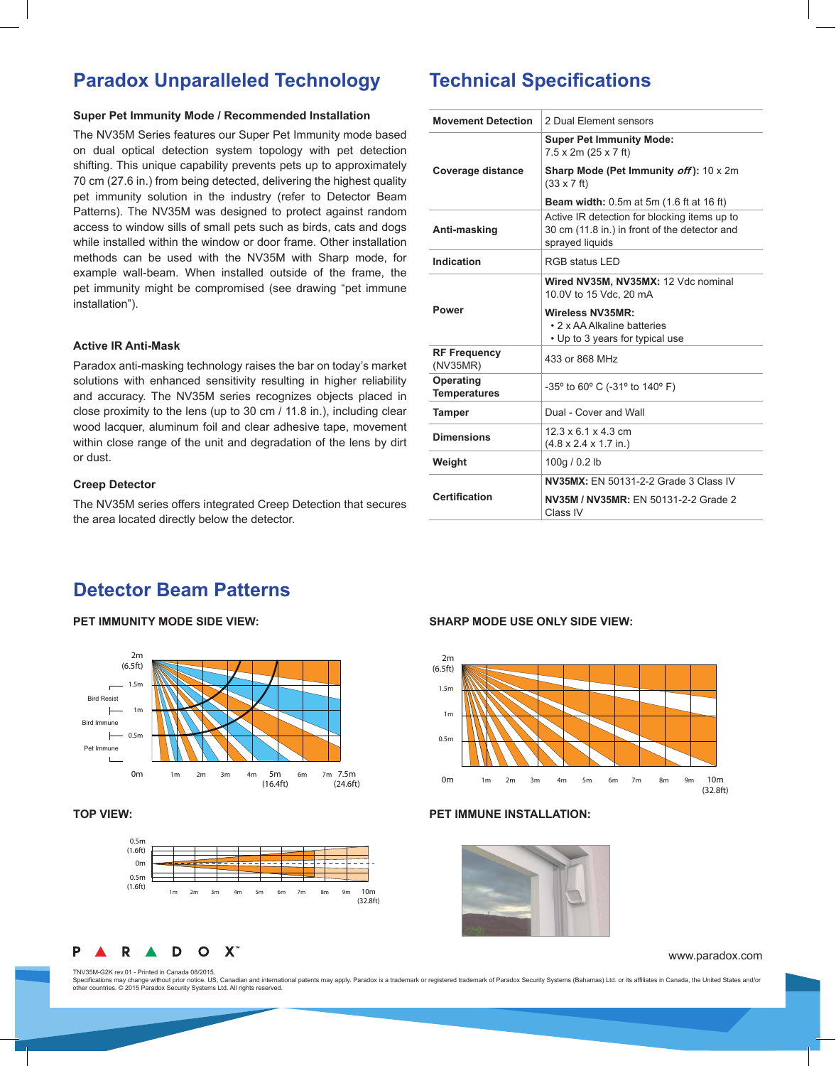## Paradox Unparalleled Technology

### Super Pet Immunity Mode / Recommended Installation

The NV35M Series features our Super Pet Immunity mode based on dual optical detection system topology with pet detection shifting. This unique capability prevents pets up to approximately 70 cm (27.6 in.) from being detected, delivering the highest quality pet immunity solution in the industry (refer to Detector Beam Patterns). The NV35M was designed to protect against random access to window sills of small pets such as birds, cats and dogs while installed within the window or door frame. Other installation methods can be used with the NV35M with Sharp mode, for example wall-beam. When installed outside of the frame, the pet immunity might be compromised (see drawing "pet immune installation").

### Active IR Anti-Mask

Paradox anti-masking technology raises the bar on today's market solutions with enhanced sensitivity resulting in higher reliability and accuracy. The NV35M series recognizes objects placed in close proximity to the lens (up to 30 cm / 11.8 in.), including clear wood lacquer, aluminum foil and clear adhesive tape, movement within close range of the unit and degradation of the lens by dirt or dust.

### Creep Detector

The NV35M series offers integrated Creep Detection that secures the area located directly below the detector.

## Technical Specifications

| | |
|---|---|
| **Movement Detection** | 2 Dual Element sensors |
| **Coverage distance** | **Super Pet Immunity Mode:** 7.5 x 2m (25 x 7 ft)<br>**Sharp Mode (Pet Immunity *off*):** 10 x 2m (33 x 7 ft)<br>**Beam width:** 0.5m at 5m (1.6 ft at 16 ft) |
| **Anti-masking** | Active IR detection for blocking items up to 30 cm (11.8 in.) in front of the detector and sprayed liquids |
| **Indication** | RGB status LED |
| **Power** | **Wired NV35M, NV35MX:** 12 Vdc nominal 10.0V to 15 Vdc, 20 mA<br>**Wireless NV35MR:**<br>• 2 x AA Alkaline batteries<br>• Up to 3 years for typical use |
| **RF Frequency** (NV35MR) | 433 or 868 MHz |
| **Operating Temperatures** | -35º to 60º C (-31º to 140º F) |
| **Tamper** | Dual - Cover and Wall |
| **Dimensions** | 12.3 x 6.1 x 4.3 cm (4.8 x 2.4 x 1.7 in.) |
| **Weight** | 100g / 0.2 lb |
| **Certification** | **NV35MX:** EN 50131-2-2 Grade 3 Class IV<br>**NV35M / NV35MR:** EN 50131-2-2 Grade 2 Class IV |

## Detector Beam Patterns

**PET IMMUNITY MODE SIDE VIEW:**

2m (6.5ft)
1.5m
Bird Resist
1m
Bird Immune
0.5m
Pet Immune
0m
1m 2m 3m 4m 5m (16.4ft) 6m 7m 7.5m (24.6ft)

**SHARP MODE USE ONLY SIDE VIEW:**

2m (6.5ft)
1.5m
1m
0.5m
0m
1m 2m 3m 4m 5m 6m 7m 8m 9m 10m (32.8ft)

**TOP VIEW:**

0.5m (1.6ft)
0m
0.5m (1.6ft)
1m 2m 3m 4m 5m 6m 7m 8m 9m 10m (32.8ft)

**PET IMMUNE INSTALLATION:**

www.paradox.com

TNV35M-G2K rev.01 - Printed in Canada 08/2015.
Specifications may change without prior notice. US, Canadian and international patents may apply. Paradox is a trademark or registered trademark of Paradox Security Systems (Bahamas) Ltd. or its affiliates in Canada, the United States and/or other countries. © 2015 Paradox Security Systems Ltd. All rights reserved.